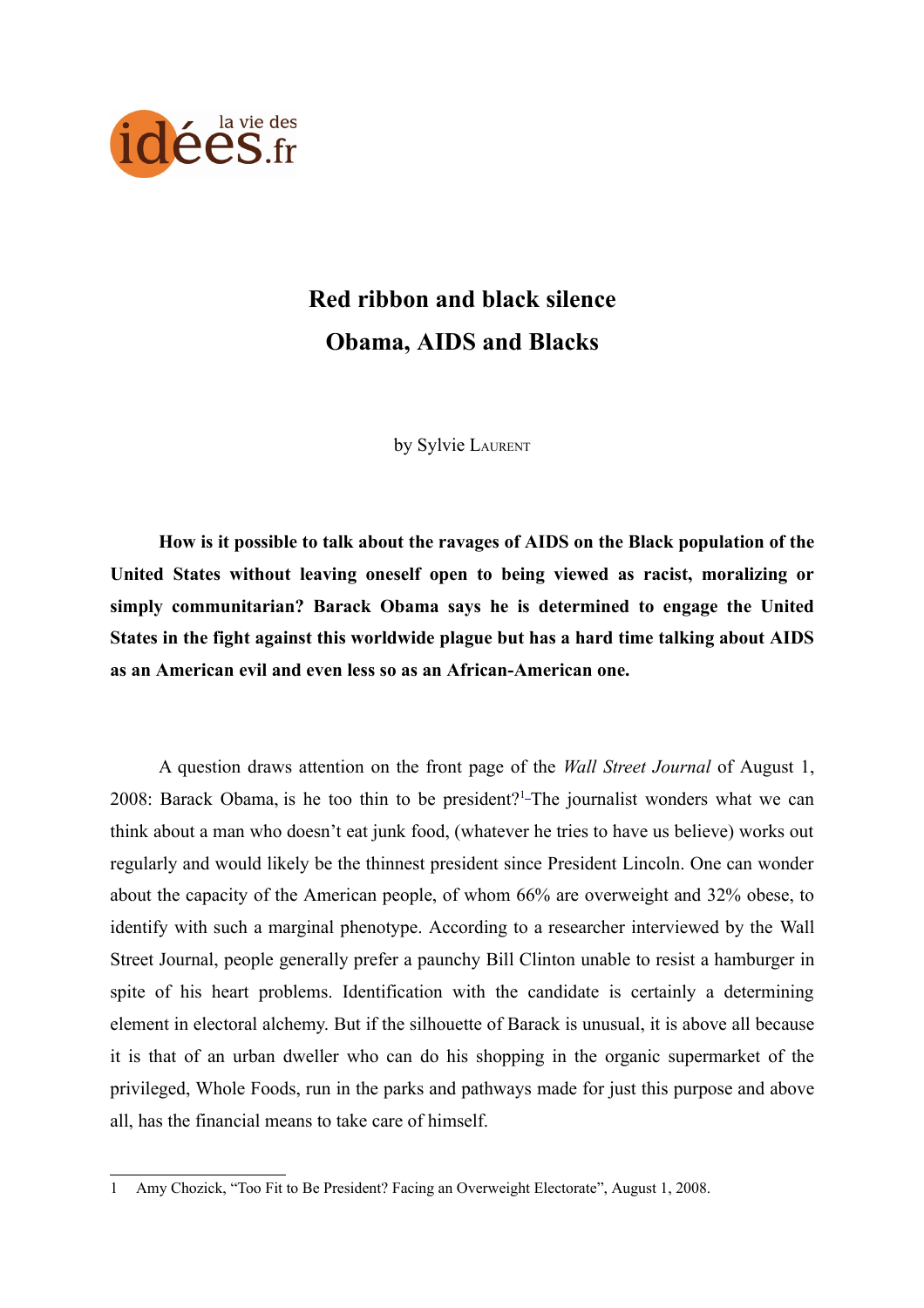# Red ribbon and black silence
## Obama, AIDS and Blacks

by Sylvie Laurent

**How is it possible to talk about the ravages of AIDS on the Black population of the United States without leaving oneself open to being viewed as racist, moralizing or simply communitarian? Barack Obama says he is determined to engage the United States in the fight against this worldwide plague but has a hard time talking about AIDS as an American evil and even less so as an African-American one.**

A question draws attention on the front page of the *Wall Street Journal* of August 1, 2008: Barack Obama, is he too thin to be president?[1] The journalist wonders what we can think about a man who doesn't eat junk food, (whatever he tries to have us believe) works out regularly and would likely be the thinnest president since President Lincoln. One can wonder about the capacity of the American people, of whom 66% are overweight and 32% obese, to identify with such a marginal phenotype. According to a researcher interviewed by the Wall Street Journal, people generally prefer a paunchy Bill Clinton unable to resist a hamburger in spite of his heart problems. Identification with the candidate is certainly a determining element in electoral alchemy. But if the silhouette of Barack is unusual, it is above all because it is that of an urban dweller who can do his shopping in the organic supermarket of the privileged, Whole Foods, run in the parks and pathways made for just this purpose and above all, has the financial means to take care of himself.

---

1 Amy Chozick, "Too Fit to Be President? Facing an Overweight Electorate", August 1, 2008.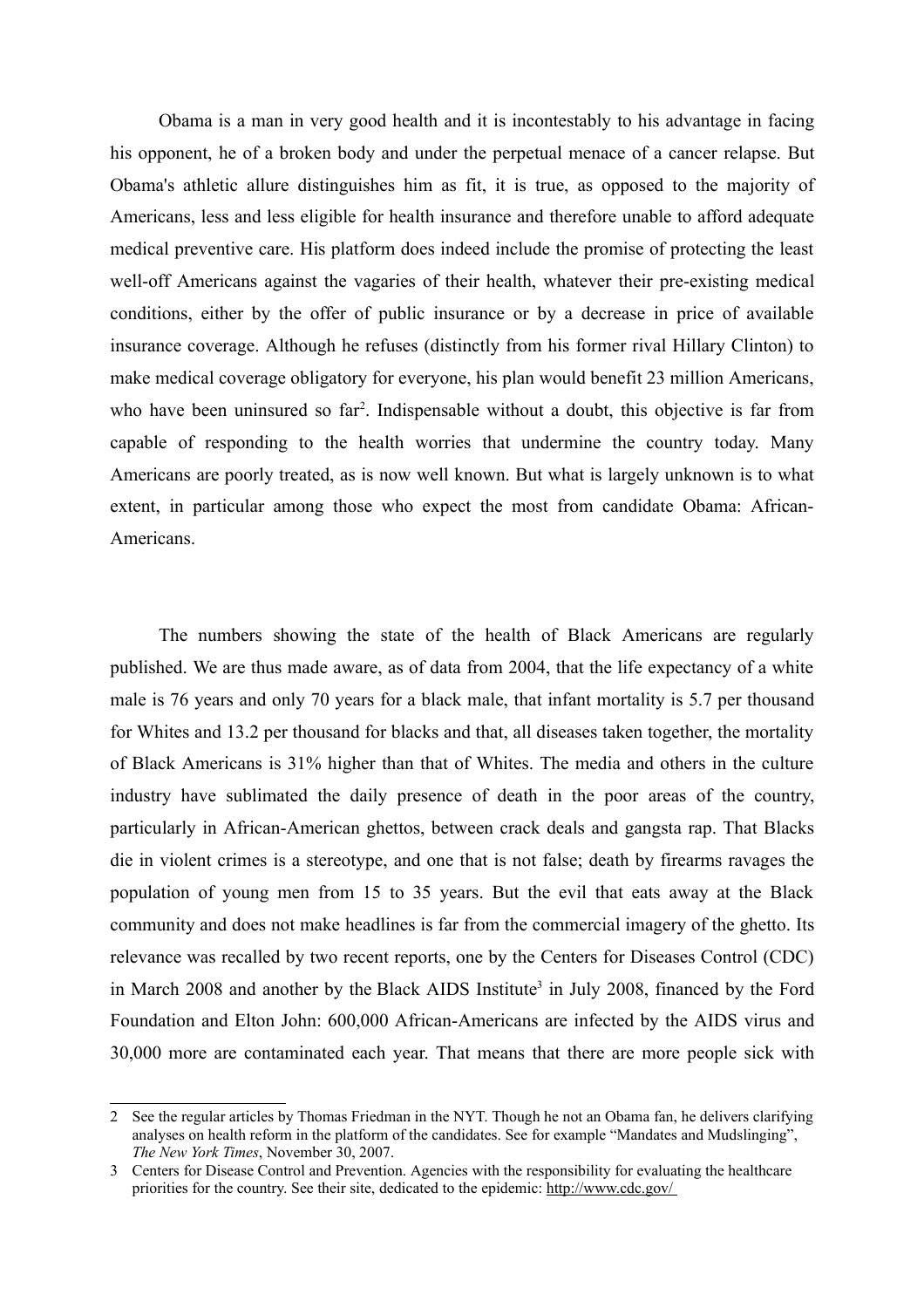Obama is a man in very good health and it is incontestably to his advantage in facing his opponent, he of a broken body and under the perpetual menace of a cancer relapse. But Obama's athletic allure distinguishes him as fit, it is true, as opposed to the majority of Americans, less and less eligible for health insurance and therefore unable to afford adequate medical preventive care. His platform does indeed include the promise of protecting the least well-off Americans against the vagaries of their health, whatever their pre-existing medical conditions, either by the offer of public insurance or by a decrease in price of available insurance coverage. Although he refuses (distinctly from his former rival Hillary Clinton) to make medical coverage obligatory for everyone, his plan would benefit 23 million Americans, who have been uninsured so far[2]. Indispensable without a doubt, this objective is far from capable of responding to the health worries that undermine the country today. Many Americans are poorly treated, as is now well known. But what is largely unknown is to what extent, in particular among those who expect the most from candidate Obama: African-Americans.

The numbers showing the state of the health of Black Americans are regularly published. We are thus made aware, as of data from 2004, that the life expectancy of a white male is 76 years and only 70 years for a black male, that infant mortality is 5.7 per thousand for Whites and 13.2 per thousand for blacks and that, all diseases taken together, the mortality of Black Americans is 31% higher than that of Whites. The media and others in the culture industry have sublimated the daily presence of death in the poor areas of the country, particularly in African-American ghettos, between crack deals and gangsta rap. That Blacks die in violent crimes is a stereotype, and one that is not false; death by firearms ravages the population of young men from 15 to 35 years. But the evil that eats away at the Black community and does not make headlines is far from the commercial imagery of the ghetto. Its relevance was recalled by two recent reports, one by the Centers for Diseases Control (CDC) in March 2008 and another by the Black AIDS Institute[3] in July 2008, financed by the Ford Foundation and Elton John: 600,000 African-Americans are infected by the AIDS virus and 30,000 more are contaminated each year. That means that there are more people sick with

---

2 See the regular articles by Thomas Friedman in the NYT. Though he not an Obama fan, he delivers clarifying analyses on health reform in the platform of the candidates. See for example "Mandates and Mudslinging", *The New York Times*, November 30, 2007.

3 Centers for Disease Control and Prevention. Agencies with the responsibility for evaluating the healthcare priorities for the country. See their site, dedicated to the epidemic: http://www.cdc.gov/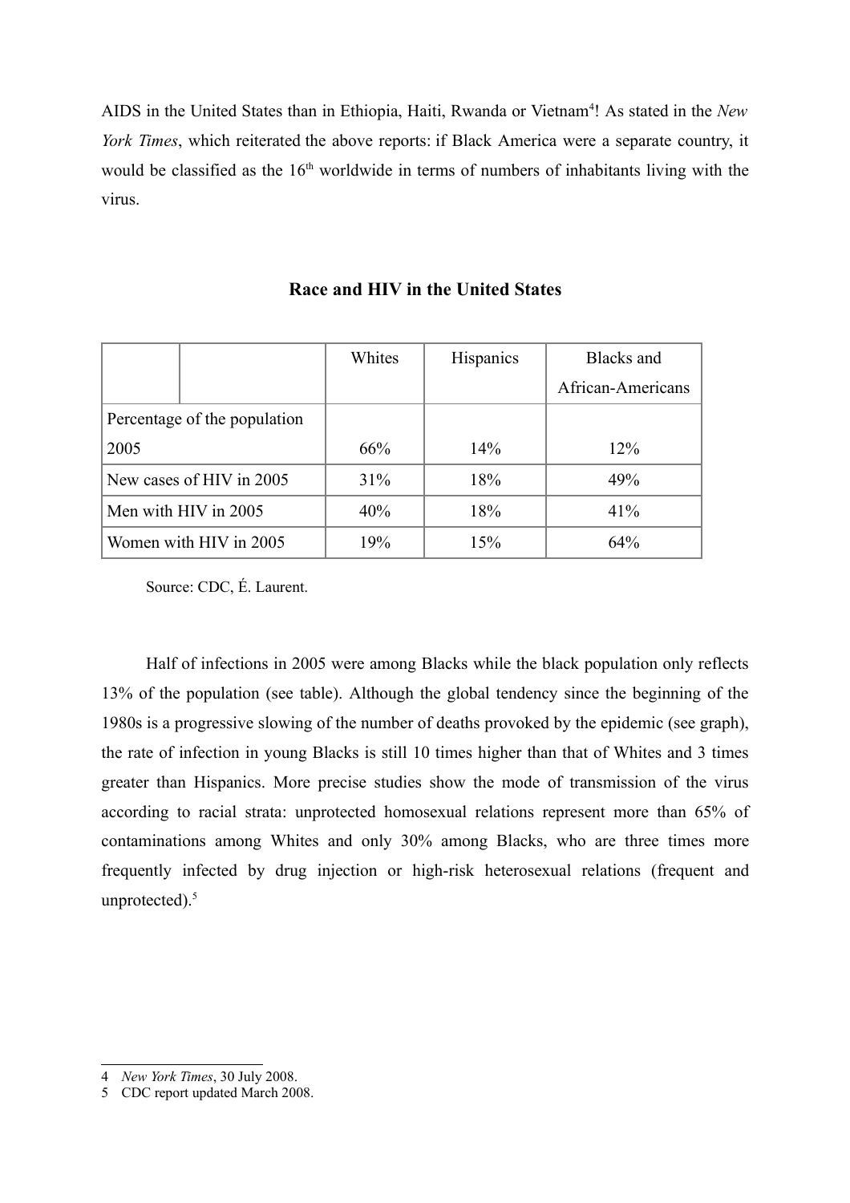AIDS in the United States than in Ethiopia, Haiti, Rwanda or Vietnam[4]! As stated in the *New York Times*, which reiterated the above reports: if Black America were a separate country, it would be classified as the 16th worldwide in terms of numbers of inhabitants living with the virus.

### Race and HIV in the United States

| | Whites | Hispanics | Blacks and African-Americans |
|---|---|---|---|
| Percentage of the population 2005 | 66% | 14% | 12% |
| New cases of HIV in 2005 | 31% | 18% | 49% |
| Men with HIV in 2005 | 40% | 18% | 41% |
| Women with HIV in 2005 | 19% | 15% | 64% |

Source: CDC, É. Laurent.

Half of infections in 2005 were among Blacks while the black population only reflects 13% of the population (see table). Although the global tendency since the beginning of the 1980s is a progressive slowing of the number of deaths provoked by the epidemic (see graph), the rate of infection in young Blacks is still 10 times higher than that of Whites and 3 times greater than Hispanics. More precise studies show the mode of transmission of the virus according to racial strata: unprotected homosexual relations represent more than 65% of contaminations among Whites and only 30% among Blacks, who are three times more frequently infected by drug injection or high-risk heterosexual relations (frequent and unprotected).[5]

---

4 *New York Times*, 30 July 2008.

5 CDC report updated March 2008.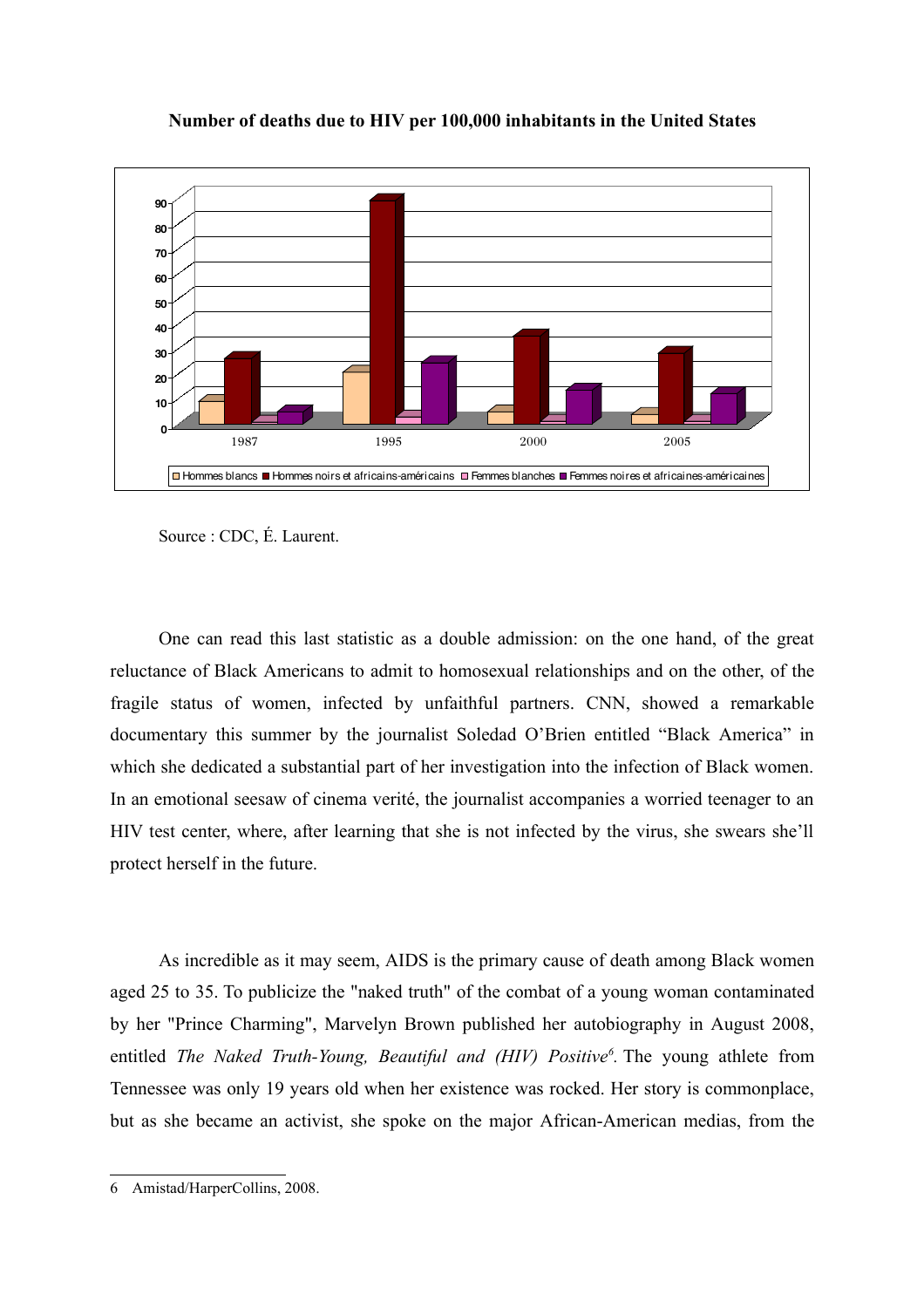**Number of deaths due to HIV per 100,000 inhabitants in the United States**

Source : CDC, É. Laurent.

One can read this last statistic as a double admission: on the one hand, of the great reluctance of Black Americans to admit to homosexual relationships and on the other, of the fragile status of women, infected by unfaithful partners. CNN, showed a remarkable documentary this summer by the journalist Soledad O'Brien entitled "Black America" in which she dedicated a substantial part of her investigation into the infection of Black women. In an emotional seesaw of cinema verité, the journalist accompanies a worried teenager to an HIV test center, where, after learning that she is not infected by the virus, she swears she'll protect herself in the future.

As incredible as it may seem, AIDS is the primary cause of death among Black women aged 25 to 35. To publicize the "naked truth" of the combat of a young woman contaminated by her "Prince Charming", Marvelyn Brown published her autobiography in August 2008, entitled *The Naked Truth-Young, Beautiful and (HIV) Positive*[6]. The young athlete from Tennessee was only 19 years old when her existence was rocked. Her story is commonplace, but as she became an activist, she spoke on the major African-American medias, from the

6 Amistad/HarperCollins, 2008.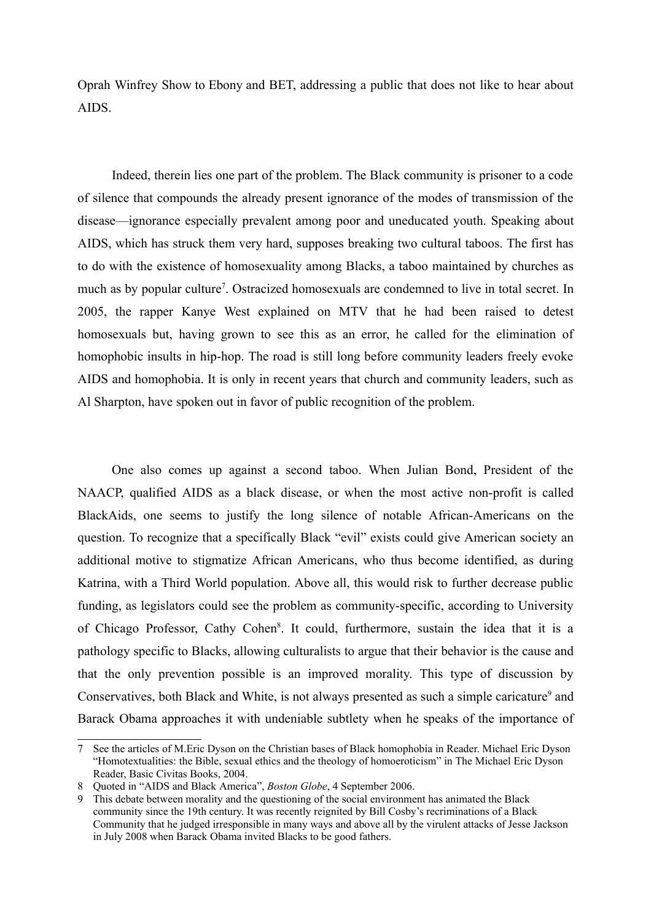Oprah Winfrey Show to Ebony and BET, addressing a public that does not like to hear about AIDS.

Indeed, therein lies one part of the problem. The Black community is prisoner to a code of silence that compounds the already present ignorance of the modes of transmission of the disease—ignorance especially prevalent among poor and uneducated youth. Speaking about AIDS, which has struck them very hard, supposes breaking two cultural taboos. The first has to do with the existence of homosexuality among Blacks, a taboo maintained by churches as much as by popular culture[7]. Ostracized homosexuals are condemned to live in total secret. In 2005, the rapper Kanye West explained on MTV that he had been raised to detest homosexuals but, having grown to see this as an error, he called for the elimination of homophobic insults in hip-hop. The road is still long before community leaders freely evoke AIDS and homophobia. It is only in recent years that church and community leaders, such as Al Sharpton, have spoken out in favor of public recognition of the problem.

One also comes up against a second taboo. When Julian Bond, President of the NAACP, qualified AIDS as a black disease, or when the most active non-profit is called BlackAids, one seems to justify the long silence of notable African-Americans on the question. To recognize that a specifically Black "evil" exists could give American society an additional motive to stigmatize African Americans, who thus become identified, as during Katrina, with a Third World population. Above all, this would risk to further decrease public funding, as legislators could see the problem as community-specific, according to University of Chicago Professor, Cathy Cohen[8]. It could, furthermore, sustain the idea that it is a pathology specific to Blacks, allowing culturalists to argue that their behavior is the cause and that the only prevention possible is an improved morality. This type of discussion by Conservatives, both Black and White, is not always presented as such a simple caricature[9] and Barack Obama approaches it with undeniable subtlety when he speaks of the importance of

---

7 See the articles of M.Eric Dyson on the Christian bases of Black homophobia in Reader. Michael Eric Dyson "Homotextualities: the Bible, sexual ethics and the theology of homoeroticism" in The Michael Eric Dyson Reader, Basic Civitas Books, 2004.

8 Quoted in "AIDS and Black America", *Boston Globe*, 4 September 2006.

9 This debate between morality and the questioning of the social environment has animated the Black community since the 19th century. It was recently reignited by Bill Cosby's recriminations of a Black Community that he judged irresponsible in many ways and above all by the virulent attacks of Jesse Jackson in July 2008 when Barack Obama invited Blacks to be good fathers.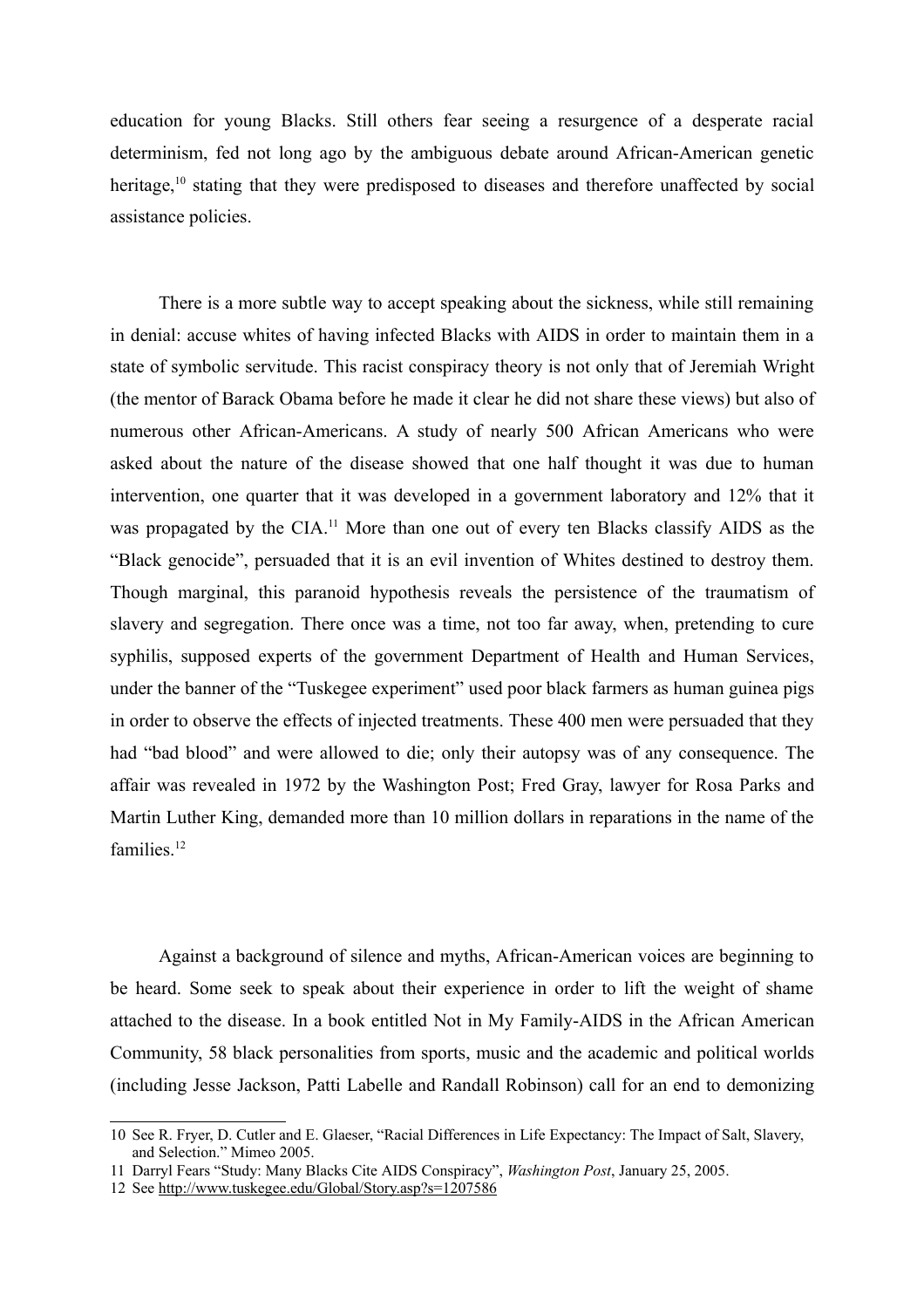education for young Blacks. Still others fear seeing a resurgence of a desperate racial determinism, fed not long ago by the ambiguous debate around African-American genetic heritage,[10] stating that they were predisposed to diseases and therefore unaffected by social assistance policies.

There is a more subtle way to accept speaking about the sickness, while still remaining in denial: accuse whites of having infected Blacks with AIDS in order to maintain them in a state of symbolic servitude. This racist conspiracy theory is not only that of Jeremiah Wright (the mentor of Barack Obama before he made it clear he did not share these views) but also of numerous other African-Americans. A study of nearly 500 African Americans who were asked about the nature of the disease showed that one half thought it was due to human intervention, one quarter that it was developed in a government laboratory and 12% that it was propagated by the CIA.[11] More than one out of every ten Blacks classify AIDS as the "Black genocide", persuaded that it is an evil invention of Whites destined to destroy them. Though marginal, this paranoid hypothesis reveals the persistence of the traumatism of slavery and segregation. There once was a time, not too far away, when, pretending to cure syphilis, supposed experts of the government Department of Health and Human Services, under the banner of the "Tuskegee experiment" used poor black farmers as human guinea pigs in order to observe the effects of injected treatments. These 400 men were persuaded that they had "bad blood" and were allowed to die; only their autopsy was of any consequence. The affair was revealed in 1972 by the Washington Post; Fred Gray, lawyer for Rosa Parks and Martin Luther King, demanded more than 10 million dollars in reparations in the name of the families.[12]

Against a background of silence and myths, African-American voices are beginning to be heard. Some seek to speak about their experience in order to lift the weight of shame attached to the disease. In a book entitled Not in My Family-AIDS in the African American Community, 58 black personalities from sports, music and the academic and political worlds (including Jesse Jackson, Patti Labelle and Randall Robinson) call for an end to demonizing

---

10 See R. Fryer, D. Cutler and E. Glaeser, "Racial Differences in Life Expectancy: The Impact of Salt, Slavery, and Selection." Mimeo 2005.

11 Darryl Fears "Study: Many Blacks Cite AIDS Conspiracy", *Washington Post*, January 25, 2005.

12 See http://www.tuskegee.edu/Global/Story.asp?s=1207586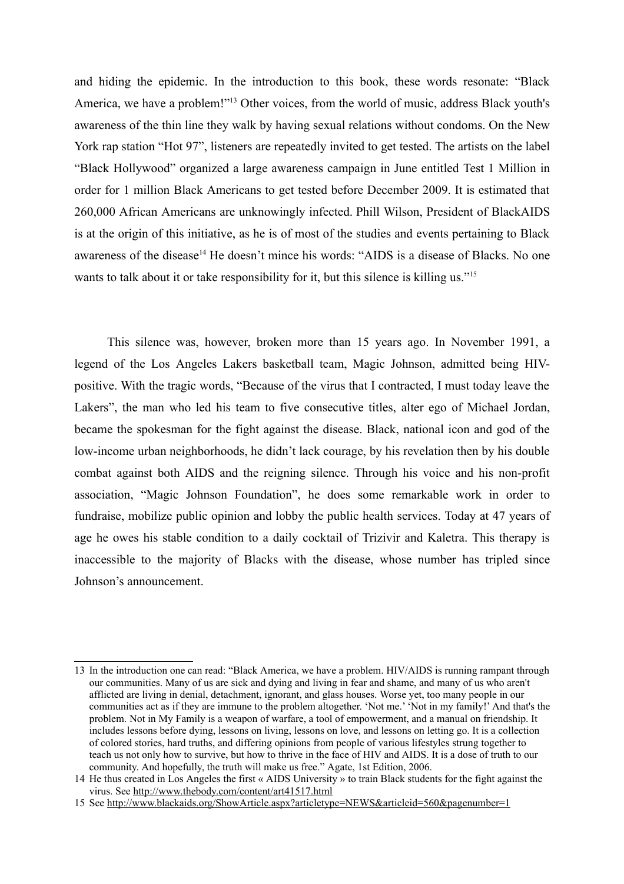and hiding the epidemic. In the introduction to this book, these words resonate: "Black America, we have a problem!"[13] Other voices, from the world of music, address Black youth's awareness of the thin line they walk by having sexual relations without condoms. On the New York rap station "Hot 97", listeners are repeatedly invited to get tested. The artists on the label "Black Hollywood" organized a large awareness campaign in June entitled Test 1 Million in order for 1 million Black Americans to get tested before December 2009. It is estimated that 260,000 African Americans are unknowingly infected. Phill Wilson, President of BlackAIDS is at the origin of this initiative, as he is of most of the studies and events pertaining to Black awareness of the disease[14] He doesn't mince his words: "AIDS is a disease of Blacks. No one wants to talk about it or take responsibility for it, but this silence is killing us."[15]

This silence was, however, broken more than 15 years ago. In November 1991, a legend of the Los Angeles Lakers basketball team, Magic Johnson, admitted being HIV-positive. With the tragic words, "Because of the virus that I contracted, I must today leave the Lakers", the man who led his team to five consecutive titles, alter ego of Michael Jordan, became the spokesman for the fight against the disease. Black, national icon and god of the low-income urban neighborhoods, he didn't lack courage, by his revelation then by his double combat against both AIDS and the reigning silence. Through his voice and his non-profit association, "Magic Johnson Foundation", he does some remarkable work in order to fundraise, mobilize public opinion and lobby the public health services. Today at 47 years of age he owes his stable condition to a daily cocktail of Trizivir and Kaletra. This therapy is inaccessible to the majority of Blacks with the disease, whose number has tripled since Johnson's announcement.

---

13 In the introduction one can read: "Black America, we have a problem. HIV/AIDS is running rampant through our communities. Many of us are sick and dying and living in fear and shame, and many of us who aren't afflicted are living in denial, detachment, ignorant, and glass houses. Worse yet, too many people in our communities act as if they are immune to the problem altogether. 'Not me.' 'Not in my family!' And that's the problem. Not in My Family is a weapon of warfare, a tool of empowerment, and a manual on friendship. It includes lessons before dying, lessons on living, lessons on love, and lessons on letting go. It is a collection of colored stories, hard truths, and differing opinions from people of various lifestyles strung together to teach us not only how to survive, but how to thrive in the face of HIV and AIDS. It is a dose of truth to our community. And hopefully, the truth will make us free." Agate, 1st Edition, 2006.

14 He thus created in Los Angeles the first « AIDS University » to train Black students for the fight against the virus. See http://www.thebody.com/content/art41517.html

15 See http://www.blackaids.org/ShowArticle.aspx?articletype=NEWS&articleid=560&pagenumber=1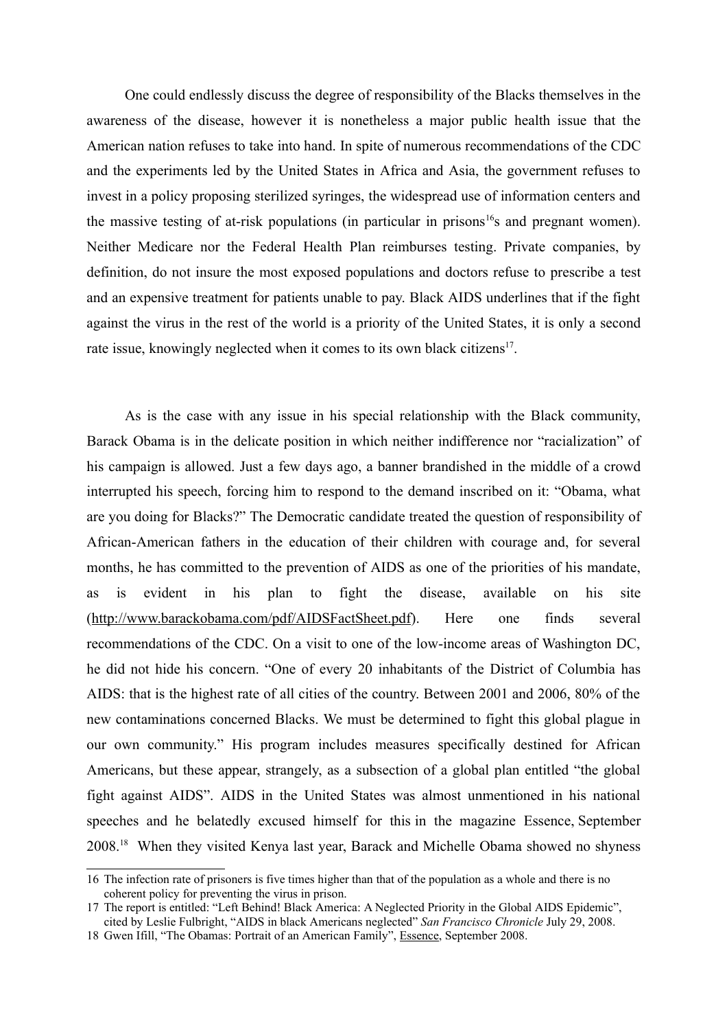One could endlessly discuss the degree of responsibility of the Blacks themselves in the awareness of the disease, however it is nonetheless a major public health issue that the American nation refuses to take into hand. In spite of numerous recommendations of the CDC and the experiments led by the United States in Africa and Asia, the government refuses to invest in a policy proposing sterilized syringes, the widespread use of information centers and the massive testing of at-risk populations (in particular in prisons[16]s and pregnant women). Neither Medicare nor the Federal Health Plan reimburses testing. Private companies, by definition, do not insure the most exposed populations and doctors refuse to prescribe a test and an expensive treatment for patients unable to pay. Black AIDS underlines that if the fight against the virus in the rest of the world is a priority of the United States, it is only a second rate issue, knowingly neglected when it comes to its own black citizens[17].

As is the case with any issue in his special relationship with the Black community, Barack Obama is in the delicate position in which neither indifference nor "racialization" of his campaign is allowed. Just a few days ago, a banner brandished in the middle of a crowd interrupted his speech, forcing him to respond to the demand inscribed on it: "Obama, what are you doing for Blacks?" The Democratic candidate treated the question of responsibility of African-American fathers in the education of their children with courage and, for several months, he has committed to the prevention of AIDS as one of the priorities of his mandate, as is evident in his plan to fight the disease, available on his site (http://www.barackobama.com/pdf/AIDSFactSheet.pdf). Here one finds several recommendations of the CDC. On a visit to one of the low-income areas of Washington DC, he did not hide his concern. "One of every 20 inhabitants of the District of Columbia has AIDS: that is the highest rate of all cities of the country. Between 2001 and 2006, 80% of the new contaminations concerned Blacks. We must be determined to fight this global plague in our own community." His program includes measures specifically destined for African Americans, but these appear, strangely, as a subsection of a global plan entitled "the global fight against AIDS". AIDS in the United States was almost unmentioned in his national speeches and he belatedly excused himself for this in the magazine Essence, September 2008.[18] When they visited Kenya last year, Barack and Michelle Obama showed no shyness

---

16 The infection rate of prisoners is five times higher than that of the population as a whole and there is no coherent policy for preventing the virus in prison.

17 The report is entitled: "Left Behind! Black America: A Neglected Priority in the Global AIDS Epidemic", cited by Leslie Fulbright, "AIDS in black Americans neglected" *San Francisco Chronicle* July 29, 2008.

18 Gwen Ifill, "The Obamas: Portrait of an American Family", Essence, September 2008.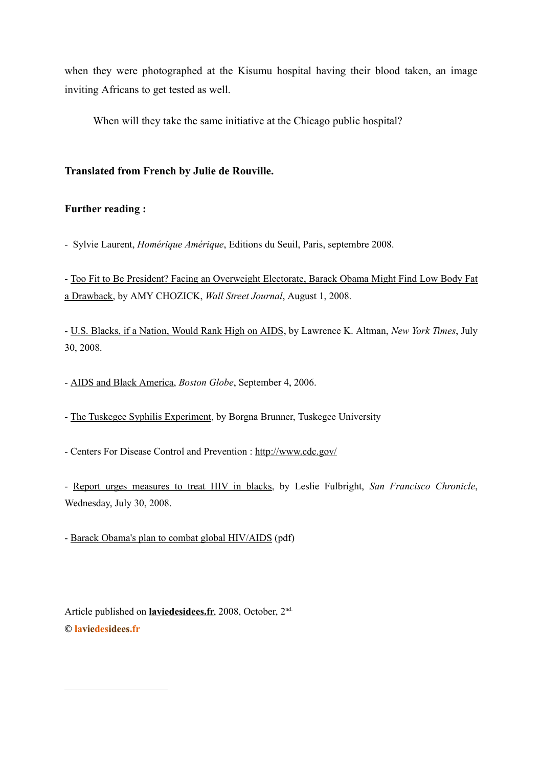when they were photographed at the Kisumu hospital having their blood taken, an image inviting Africans to get tested as well.

When will they take the same initiative at the Chicago public hospital?

**Translated from French by Julie de Rouville.**

**Further reading :**

- Sylvie Laurent, *Homérique Amérique*, Editions du Seuil, Paris, septembre 2008.

- Too Fit to Be President? Facing an Overweight Electorate, Barack Obama Might Find Low Body Fat a Drawback, by AMY CHOZICK, *Wall Street Journal*, August 1, 2008.

- U.S. Blacks, if a Nation, Would Rank High on AIDS, by Lawrence K. Altman, *New York Times*, July 30, 2008.

- AIDS and Black America, *Boston Globe*, September 4, 2006.

- The Tuskegee Syphilis Experiment, by Borgna Brunner, Tuskegee University

- Centers For Disease Control and Prevention : http://www.cdc.gov/

- Report urges measures to treat HIV in blacks, by Leslie Fulbright, *San Francisco Chronicle*, Wednesday, July 30, 2008.

- Barack Obama's plan to combat global HIV/AIDS (pdf)

Article published on **laviedesidees.fr**, 2008, October, 2nd.

© **laviedesidees.fr**